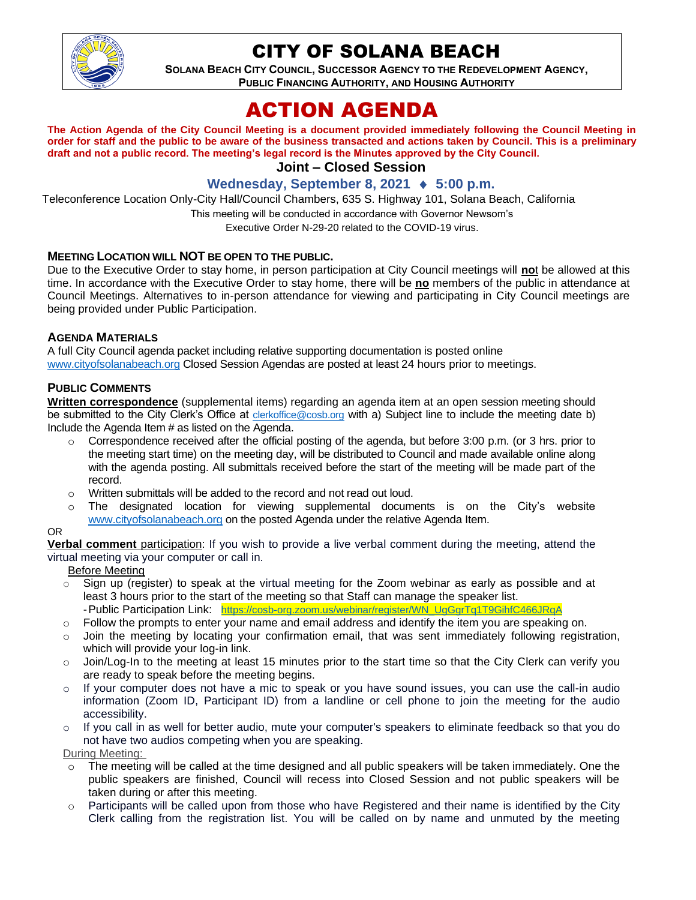# CITY OF SOLANA BEACH

**SOLANA BEACH CITY COUNCIL, SUCCESSOR AGENCY TO THE REDEVELOPMENT AGENCY, PUBLIC FINANCING AUTHORITY, AND HOUSING AUTHORITY**

# ACTION AGENDA

**The Action Agenda of the City Council Meeting is a document provided immediately following the Council Meeting in order for staff and the public to be aware of the business transacted and actions taken by Council. This is a preliminary draft and not a public record. The meeting's legal record is the Minutes approved by the City Council.**

## Joint – Closed Session

## Wednesday, September 8, 2021 ♦ 5:00 p.m.

Teleconference Location Only-City Hall/Council Chambers, 635 S. Highway 101, Solana Beach, California

This meeting will be conducted in accordance with Governor Newsom's Executive Order N-29-20 related to the COVID-19 virus.

### MEETING LOCATION WILL NOT BE OPEN TO THE PUBLIC.

Due to the Executive Order to stay home, in person participation at City Council meetings will **not** be allowed at this time. In accordance with the Executive Order to stay home, there will be **no** members of the public in attendance at Council Meetings. Alternatives to in-person attendance for viewing and participating in City Council meetings are being provided under Public Participation.

### AGENDA MATERIALS

A full City Council agenda packet including relative supporting documentation is posted online www.cityofsolanabeach.org Closed Session Agendas are posted at least 24 hours prior to meetings.

### PUBLIC COMMENTS

**Written correspondence** (supplemental items) regarding an agenda item at an open session meeting should be submitted to the City Clerk's Office at clerkoffice@cosb.org with a) Subject line to include the meeting date b) Include the Agenda Item # as listed on the Agenda.

- Correspondence received after the official posting of the agenda, but before 3:00 p.m. (or 3 hrs. prior to the meeting start time) on the meeting day, will be distributed to Council and made available online along with the agenda posting. All submittals received before the start of the meeting will be made part of the record.
- Written submittals will be added to the record and not read out loud.
- The designated location for viewing supplemental documents is on the City's website www.cityofsolanabeach.org on the posted Agenda under the relative Agenda Item.

OR

**Verbal comment** participation: If you wish to provide a live verbal comment during the meeting, attend the virtual meeting via your computer or call in.

Before Meeting

- Sign up (register) to speak at the virtual meeting for the Zoom webinar as early as possible and at least 3 hours prior to the start of the meeting so that Staff can manage the speaker list.
  - Public Participation Link: https://cosb-org.zoom.us/webinar/register/WN_UgGgrTq1T9GihfC466JRqA
- Follow the prompts to enter your name and email address and identify the item you are speaking on.
- Join the meeting by locating your confirmation email, that was sent immediately following registration, which will provide your log-in link.
- Join/Log-In to the meeting at least 15 minutes prior to the start time so that the City Clerk can verify you are ready to speak before the meeting begins.
- If your computer does not have a mic to speak or you have sound issues, you can use the call-in audio information (Zoom ID, Participant ID) from a landline or cell phone to join the meeting for the audio accessibility.
- If you call in as well for better audio, mute your computer's speakers to eliminate feedback so that you do not have two audios competing when you are speaking.

During Meeting:

- The meeting will be called at the time designed and all public speakers will be taken immediately. One the public speakers are finished, Council will recess into Closed Session and not public speakers will be taken during or after this meeting.
- Participants will be called upon from those who have Registered and their name is identified by the City Clerk calling from the registration list. You will be called on by name and unmuted by the meeting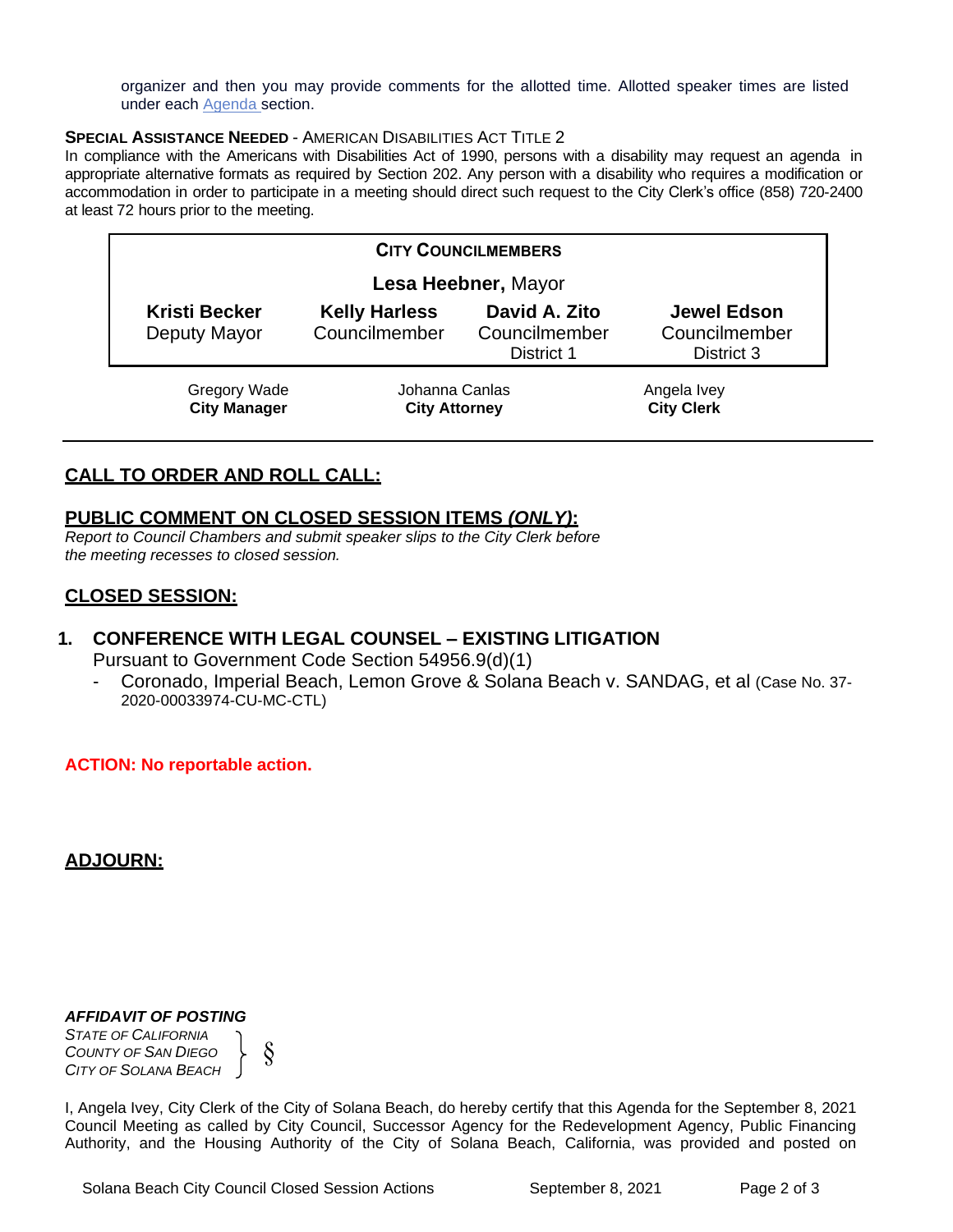organizer and then you may provide comments for the allotted time. Allotted speaker times are listed under each Agenda section.

**SPECIAL ASSISTANCE NEEDED** - AMERICAN DISABILITIES ACT TITLE 2

In compliance with the Americans with Disabilities Act of 1990, persons with a disability may request an agenda in appropriate alternative formats as required by Section 202. Any person with a disability who requires a modification or accommodation in order to participate in a meeting should direct such request to the City Clerk's office (858) 720-2400 at least 72 hours prior to the meeting.

| CITY COUNCILMEMBERS | | | |
|---|---|---|---|
| | **Lesa Heebner,** Mayor | | |
| **Kristi Becker** Deputy Mayor | **Kelly Harless** Councilmember | **David A. Zito** Councilmember District 1 | **Jewel Edson** Councilmember District 3 |

| Gregory Wade | Johanna Canlas | Angela Ivey |
|---|---|---|
| **City Manager** | **City Attorney** | **City Clerk** |

## CALL TO ORDER AND ROLL CALL:

## PUBLIC COMMENT ON CLOSED SESSION ITEMS *(ONLY)*:

*Report to Council Chambers and submit speaker slips to the City Clerk before the meeting recesses to closed session.*

## CLOSED SESSION:

### 1. CONFERENCE WITH LEGAL COUNSEL – EXISTING LITIGATION

Pursuant to Government Code Section 54956.9(d)(1)

- Coronado, Imperial Beach, Lemon Grove & Solana Beach v. SANDAG, et al (Case No. 37-2020-00033974-CU-MC-CTL)

**ACTION: No reportable action.**

## ADJOURN:

***AFFIDAVIT OF POSTING***

*STATE OF CALIFORNIA*
*COUNTY OF SAN DIEGO* } §
*CITY OF SOLANA BEACH*

I, Angela Ivey, City Clerk of the City of Solana Beach, do hereby certify that this Agenda for the September 8, 2021 Council Meeting as called by City Council, Successor Agency for the Redevelopment Agency, Public Financing Authority, and the Housing Authority of the City of Solana Beach, California, was provided and posted on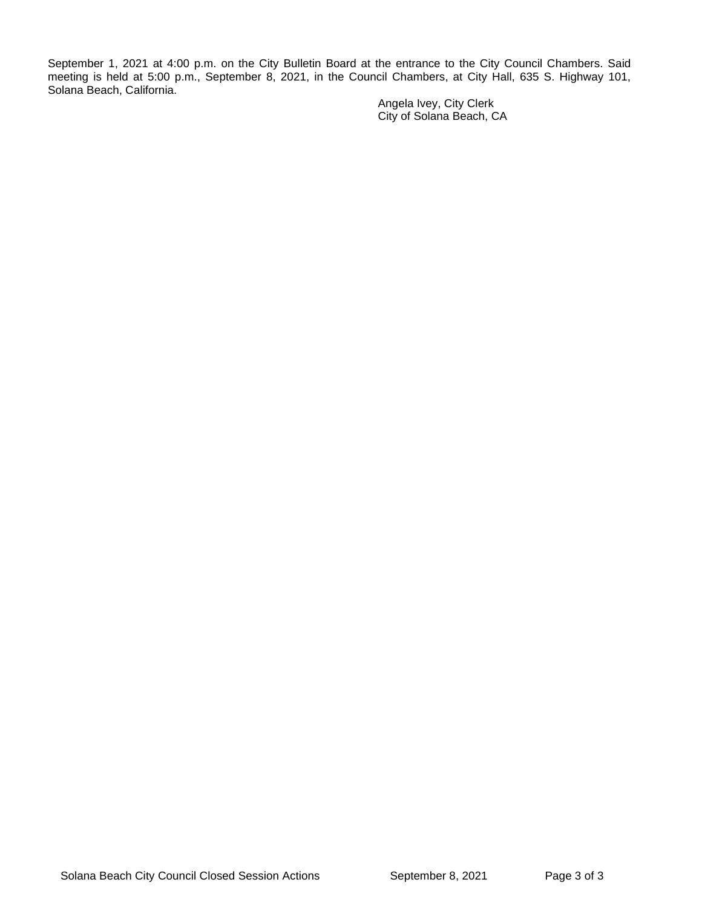September 1, 2021 at 4:00 p.m. on the City Bulletin Board at the entrance to the City Council Chambers. Said meeting is held at 5:00 p.m., September 8, 2021, in the Council Chambers, at City Hall, 635 S. Highway 101, Solana Beach, California.

Angela Ivey, City Clerk
City of Solana Beach, CA